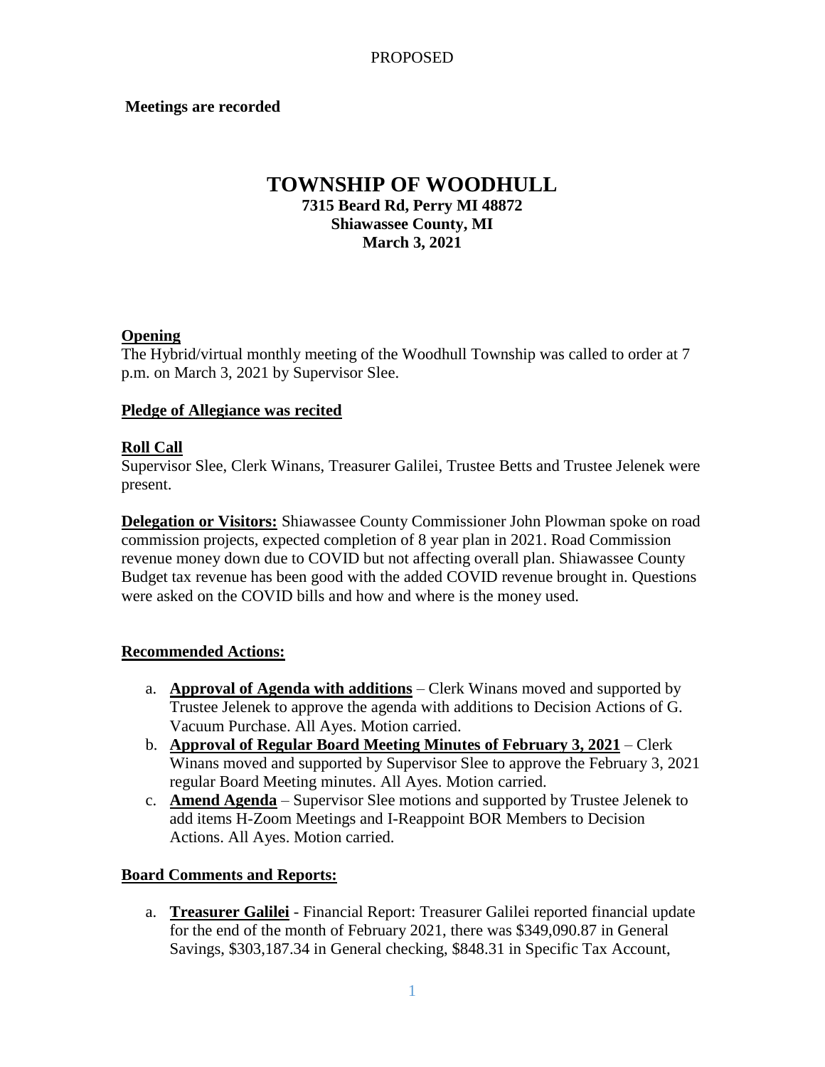PROPOSED

**Meetings are recorded**

# TOWNSHIP OF WOODHULL

**7315 Beard Rd, Perry MI 48872**
**Shiawassee County, MI**
**March 3, 2021**

## Opening

The Hybrid/virtual monthly meeting of the Woodhull Township was called to order at 7 p.m. on March 3, 2021 by Supervisor Slee.

## Pledge of Allegiance was recited

## Roll Call

Supervisor Slee, Clerk Winans, Treasurer Galilei, Trustee Betts and Trustee Jelenek were present.

**Delegation or Visitors:** Shiawassee County Commissioner John Plowman spoke on road commission projects, expected completion of 8 year plan in 2021. Road Commission revenue money down due to COVID but not affecting overall plan. Shiawassee County Budget tax revenue has been good with the added COVID revenue brought in. Questions were asked on the COVID bills and how and where is the money used.

## Recommended Actions:

a. **Approval of Agenda with additions** – Clerk Winans moved and supported by Trustee Jelenek to approve the agenda with additions to Decision Actions of G. Vacuum Purchase. All Ayes. Motion carried.
b. **Approval of Regular Board Meeting Minutes of February 3, 2021** – Clerk Winans moved and supported by Supervisor Slee to approve the February 3, 2021 regular Board Meeting minutes. All Ayes. Motion carried.
c. **Amend Agenda** – Supervisor Slee motions and supported by Trustee Jelenek to add items H-Zoom Meetings and I-Reappoint BOR Members to Decision Actions. All Ayes. Motion carried.

## Board Comments and Reports:

a. **Treasurer Galilei** - Financial Report: Treasurer Galilei reported financial update for the end of the month of February 2021, there was $349,090.87 in General Savings, $303,187.34 in General checking, $848.31 in Specific Tax Account,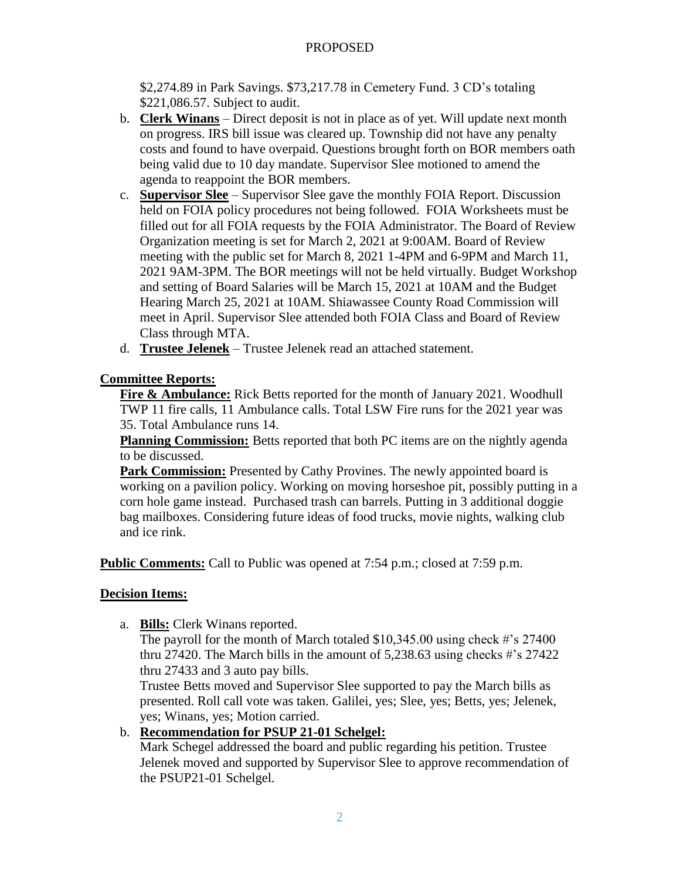PROPOSED

$2,274.89 in Park Savings. $73,217.78 in Cemetery Fund. 3 CD's totaling $221,086.57. Subject to audit.

b. **Clerk Winans** – Direct deposit is not in place as of yet. Will update next month on progress. IRS bill issue was cleared up. Township did not have any penalty costs and found to have overpaid. Questions brought forth on BOR members oath being valid due to 10 day mandate. Supervisor Slee motioned to amend the agenda to reappoint the BOR members.
c. **Supervisor Slee** – Supervisor Slee gave the monthly FOIA Report. Discussion held on FOIA policy procedures not being followed. FOIA Worksheets must be filled out for all FOIA requests by the FOIA Administrator. The Board of Review Organization meeting is set for March 2, 2021 at 9:00AM. Board of Review meeting with the public set for March 8, 2021 1-4PM and 6-9PM and March 11, 2021 9AM-3PM. The BOR meetings will not be held virtually. Budget Workshop and setting of Board Salaries will be March 15, 2021 at 10AM and the Budget Hearing March 25, 2021 at 10AM. Shiawassee County Road Commission will meet in April. Supervisor Slee attended both FOIA Class and Board of Review Class through MTA.
d. **Trustee Jelenek** – Trustee Jelenek read an attached statement.

**Committee Reports:**

**Fire & Ambulance:** Rick Betts reported for the month of January 2021. Woodhull TWP 11 fire calls, 11 Ambulance calls. Total LSW Fire runs for the 2021 year was 35. Total Ambulance runs 14.

**Planning Commission:** Betts reported that both PC items are on the nightly agenda to be discussed.

**Park Commission:** Presented by Cathy Provines. The newly appointed board is working on a pavilion policy. Working on moving horseshoe pit, possibly putting in a corn hole game instead. Purchased trash can barrels. Putting in 3 additional doggie bag mailboxes. Considering future ideas of food trucks, movie nights, walking club and ice rink.

**Public Comments:** Call to Public was opened at 7:54 p.m.; closed at 7:59 p.m.

**Decision Items:**

a. **Bills:** Clerk Winans reported.
   The payroll for the month of March totaled $10,345.00 using check #'s 27400 thru 27420. The March bills in the amount of 5,238.63 using checks #'s 27422 thru 27433 and 3 auto pay bills.
   Trustee Betts moved and Supervisor Slee supported to pay the March bills as presented. Roll call vote was taken. Galilei, yes; Slee, yes; Betts, yes; Jelenek, yes; Winans, yes; Motion carried.
b. **Recommendation for PSUP 21-01 Schelgel:**
   Mark Schegel addressed the board and public regarding his petition. Trustee Jelenek moved and supported by Supervisor Slee to approve recommendation of the PSUP21-01 Schelgel.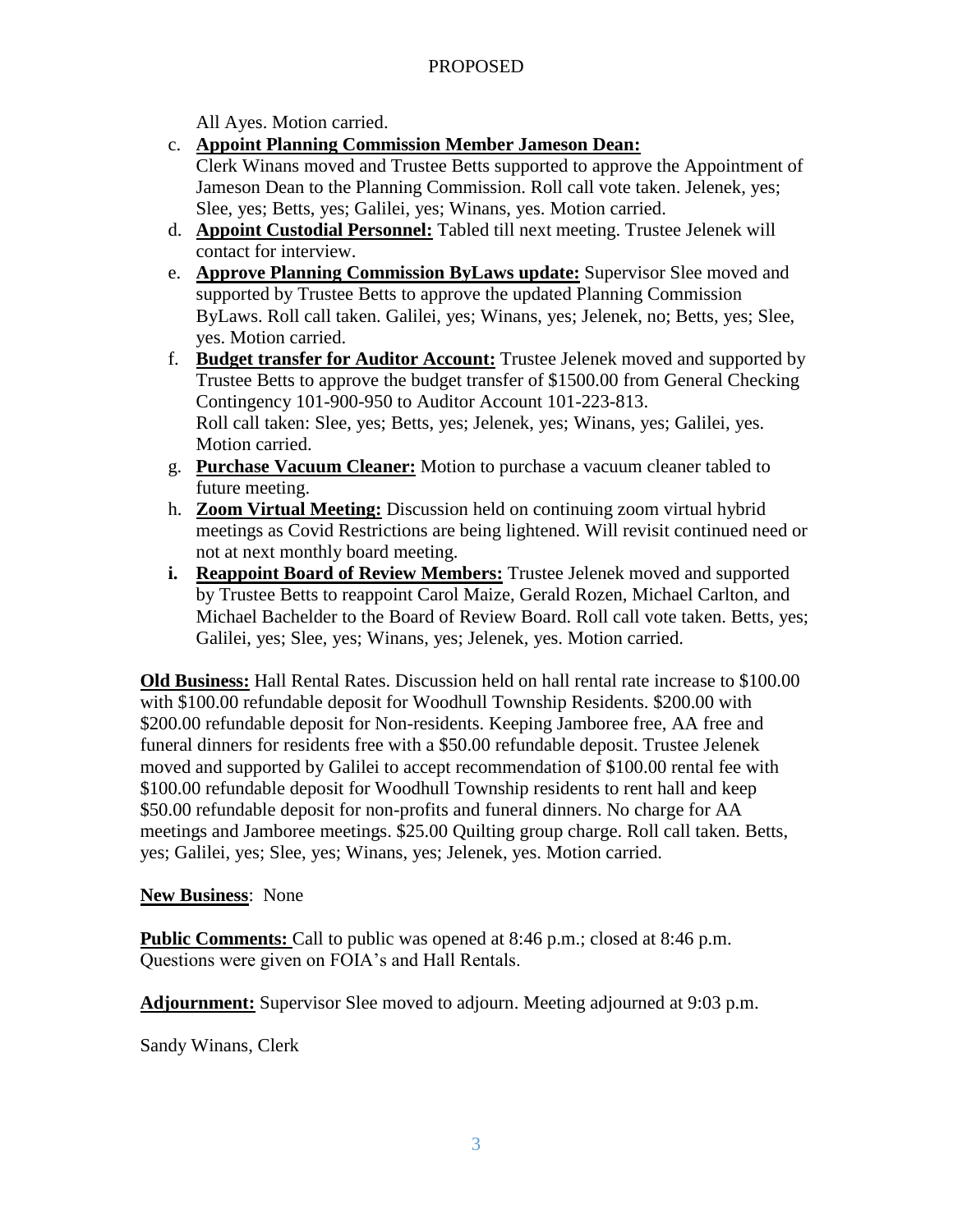All Ayes. Motion carried.

c. **Appoint Planning Commission Member Jameson Dean:** Clerk Winans moved and Trustee Betts supported to approve the Appointment of Jameson Dean to the Planning Commission. Roll call vote taken. Jelenek, yes; Slee, yes; Betts, yes; Galilei, yes; Winans, yes. Motion carried.
d. **Appoint Custodial Personnel:** Tabled till next meeting. Trustee Jelenek will contact for interview.
e. **Approve Planning Commission ByLaws update:** Supervisor Slee moved and supported by Trustee Betts to approve the updated Planning Commission ByLaws. Roll call taken. Galilei, yes; Winans, yes; Jelenek, no; Betts, yes; Slee, yes. Motion carried.
f. **Budget transfer for Auditor Account:** Trustee Jelenek moved and supported by Trustee Betts to approve the budget transfer of $1500.00 from General Checking Contingency 101-900-950 to Auditor Account 101-223-813. Roll call taken: Slee, yes; Betts, yes; Jelenek, yes; Winans, yes; Galilei, yes. Motion carried.
g. **Purchase Vacuum Cleaner:** Motion to purchase a vacuum cleaner tabled to future meeting.
h. **Zoom Virtual Meeting:** Discussion held on continuing zoom virtual hybrid meetings as Covid Restrictions are being lightened. Will revisit continued need or not at next monthly board meeting.
i. **Reappoint Board of Review Members:** Trustee Jelenek moved and supported by Trustee Betts to reappoint Carol Maize, Gerald Rozen, Michael Carlton, and Michael Bachelder to the Board of Review Board. Roll call vote taken. Betts, yes; Galilei, yes; Slee, yes; Winans, yes; Jelenek, yes. Motion carried.

**Old Business:** Hall Rental Rates. Discussion held on hall rental rate increase to $100.00 with $100.00 refundable deposit for Woodhull Township Residents. $200.00 with $200.00 refundable deposit for Non-residents. Keeping Jamboree free, AA free and funeral dinners for residents free with a $50.00 refundable deposit. Trustee Jelenek moved and supported by Galilei to accept recommendation of $100.00 rental fee with $100.00 refundable deposit for Woodhull Township residents to rent hall and keep $50.00 refundable deposit for non-profits and funeral dinners. No charge for AA meetings and Jamboree meetings. $25.00 Quilting group charge. Roll call taken. Betts, yes; Galilei, yes; Slee, yes; Winans, yes; Jelenek, yes. Motion carried.

**New Business**: None

**Public Comments:** Call to public was opened at 8:46 p.m.; closed at 8:46 p.m. Questions were given on FOIA's and Hall Rentals.

**Adjournment:** Supervisor Slee moved to adjourn. Meeting adjourned at 9:03 p.m.

Sandy Winans, Clerk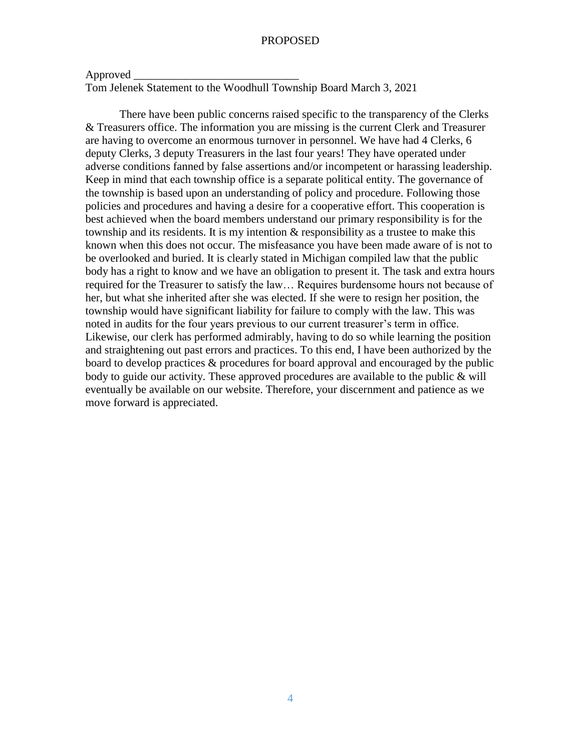PROPOSED

Approved _____________________________

Tom Jelenek Statement to the Woodhull Township Board March 3, 2021

There have been public concerns raised specific to the transparency of the Clerks & Treasurers office. The information you are missing is the current Clerk and Treasurer are having to overcome an enormous turnover in personnel. We have had 4 Clerks, 6 deputy Clerks, 3 deputy Treasurers in the last four years! They have operated under adverse conditions fanned by false assertions and/or incompetent or harassing leadership. Keep in mind that each township office is a separate political entity. The governance of the township is based upon an understanding of policy and procedure. Following those policies and procedures and having a desire for a cooperative effort. This cooperation is best achieved when the board members understand our primary responsibility is for the township and its residents. It is my intention & responsibility as a trustee to make this known when this does not occur. The misfeasance you have been made aware of is not to be overlooked and buried. It is clearly stated in Michigan compiled law that the public body has a right to know and we have an obligation to present it. The task and extra hours required for the Treasurer to satisfy the law… Requires burdensome hours not because of her, but what she inherited after she was elected. If she were to resign her position, the township would have significant liability for failure to comply with the law. This was noted in audits for the four years previous to our current treasurer's term in office. Likewise, our clerk has performed admirably, having to do so while learning the position and straightening out past errors and practices. To this end, I have been authorized by the board to develop practices & procedures for board approval and encouraged by the public body to guide our activity. These approved procedures are available to the public & will eventually be available on our website. Therefore, your discernment and patience as we move forward is appreciated.